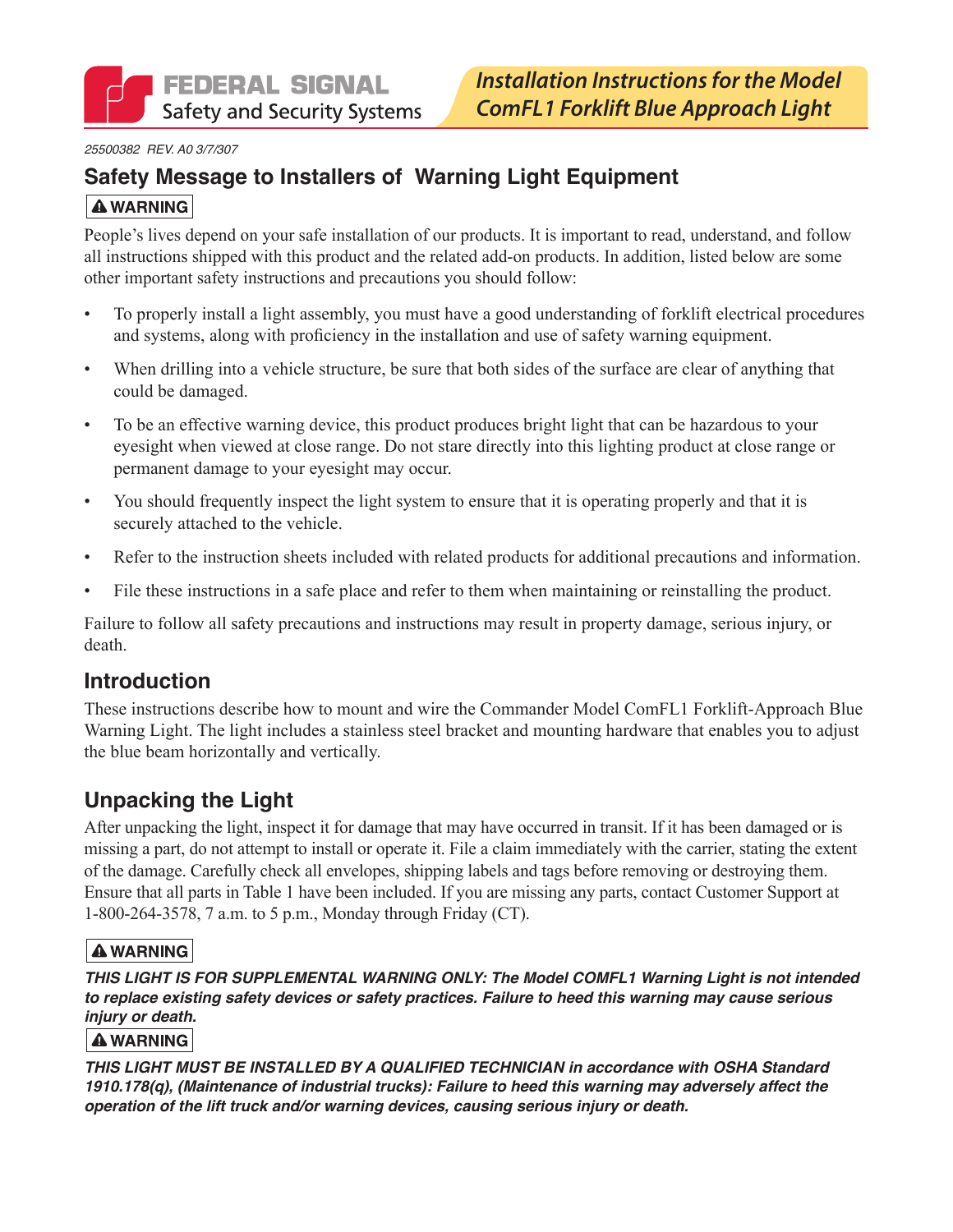FEDERAL SIGNAL
Safety and Security Systems

# Installation Instructions for the Model ComFL1 Forklift Blue Approach Light

*25500382 REV. A0 3/7/307*

## Safety Message to Installers of Warning Light Equipment

**⚠ WARNING**

People's lives depend on your safe installation of our products. It is important to read, understand, and follow all instructions shipped with this product and the related add-on products. In addition, listed below are some other important safety instructions and precautions you should follow:

- To properly install a light assembly, you must have a good understanding of forklift electrical procedures and systems, along with proficiency in the installation and use of safety warning equipment.
- When drilling into a vehicle structure, be sure that both sides of the surface are clear of anything that could be damaged.
- To be an effective warning device, this product produces bright light that can be hazardous to your eyesight when viewed at close range. Do not stare directly into this lighting product at close range or permanent damage to your eyesight may occur.
- You should frequently inspect the light system to ensure that it is operating properly and that it is securely attached to the vehicle.
- Refer to the instruction sheets included with related products for additional precautions and information.
- File these instructions in a safe place and refer to them when maintaining or reinstalling the product.

Failure to follow all safety precautions and instructions may result in property damage, serious injury, or death.

## Introduction

These instructions describe how to mount and wire the Commander Model ComFL1 Forklift-Approach Blue Warning Light. The light includes a stainless steel bracket and mounting hardware that enables you to adjust the blue beam horizontally and vertically.

## Unpacking the Light

After unpacking the light, inspect it for damage that may have occurred in transit. If it has been damaged or is missing a part, do not attempt to install or operate it. File a claim immediately with the carrier, stating the extent of the damage. Carefully check all envelopes, shipping labels and tags before removing or destroying them. Ensure that all parts in Table 1 have been included. If you are missing any parts, contact Customer Support at 1-800-264-3578, 7 a.m. to 5 p.m., Monday through Friday (CT).

**⚠ WARNING**

***THIS LIGHT IS FOR SUPPLEMENTAL WARNING ONLY: The Model COMFL1 Warning Light is not intended to replace existing safety devices or safety practices. Failure to heed this warning may cause serious injury or death.***

**⚠ WARNING**

***THIS LIGHT MUST BE INSTALLED BY A QUALIFIED TECHNICIAN in accordance with OSHA Standard 1910.178(q), (Maintenance of industrial trucks): Failure to heed this warning may adversely affect the operation of the lift truck and/or warning devices, causing serious injury or death.***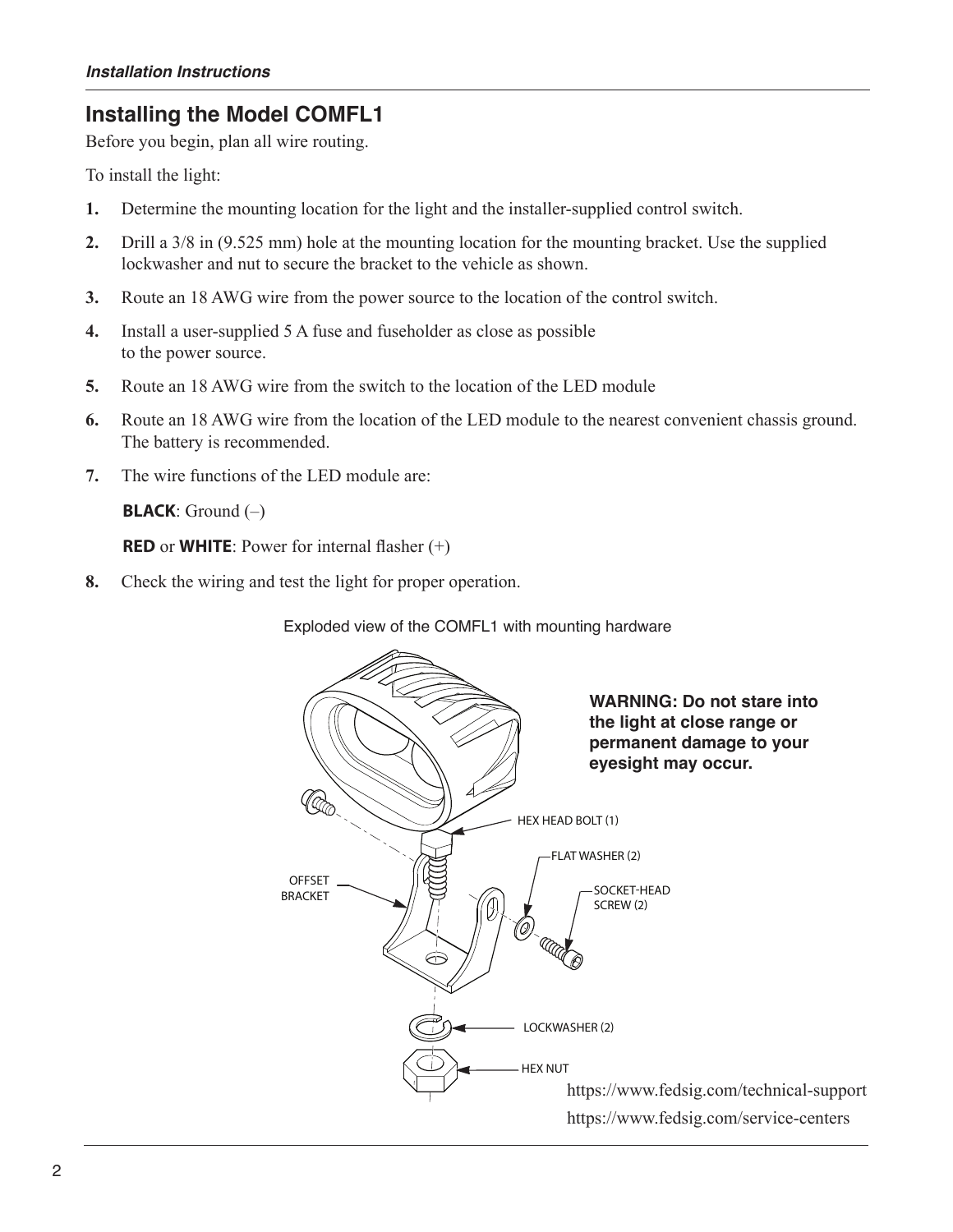## Installing the Model COMFL1

Before you begin, plan all wire routing.

To install the light:

1. Determine the mounting location for the light and the installer-supplied control switch.
2. Drill a 3/8 in (9.525 mm) hole at the mounting location for the mounting bracket. Use the supplied lockwasher and nut to secure the bracket to the vehicle as shown.
3. Route an 18 AWG wire from the power source to the location of the control switch.
4. Install a user-supplied 5 A fuse and fuseholder as close as possible to the power source.
5. Route an 18 AWG wire from the switch to the location of the LED module
6. Route an 18 AWG wire from the location of the LED module to the nearest convenient chassis ground. The battery is recommended.
7. The wire functions of the LED module are:

   **BLACK**: Ground (–)

   **RED** or **WHITE**: Power for internal flasher (+)

8. Check the wiring and test the light for proper operation.

Exploded view of the COMFL1 with mounting hardware

**WARNING: Do not stare into the light at close range or permanent damage to your eyesight may occur.**

HEX HEAD BOLT (1)

FLAT WASHER (2)

OFFSET BRACKET

SOCKET-HEAD SCREW (2)

LOCKWASHER (2)

HEX NUT

https://www.fedsig.com/technical-support

https://www.fedsig.com/service-centers